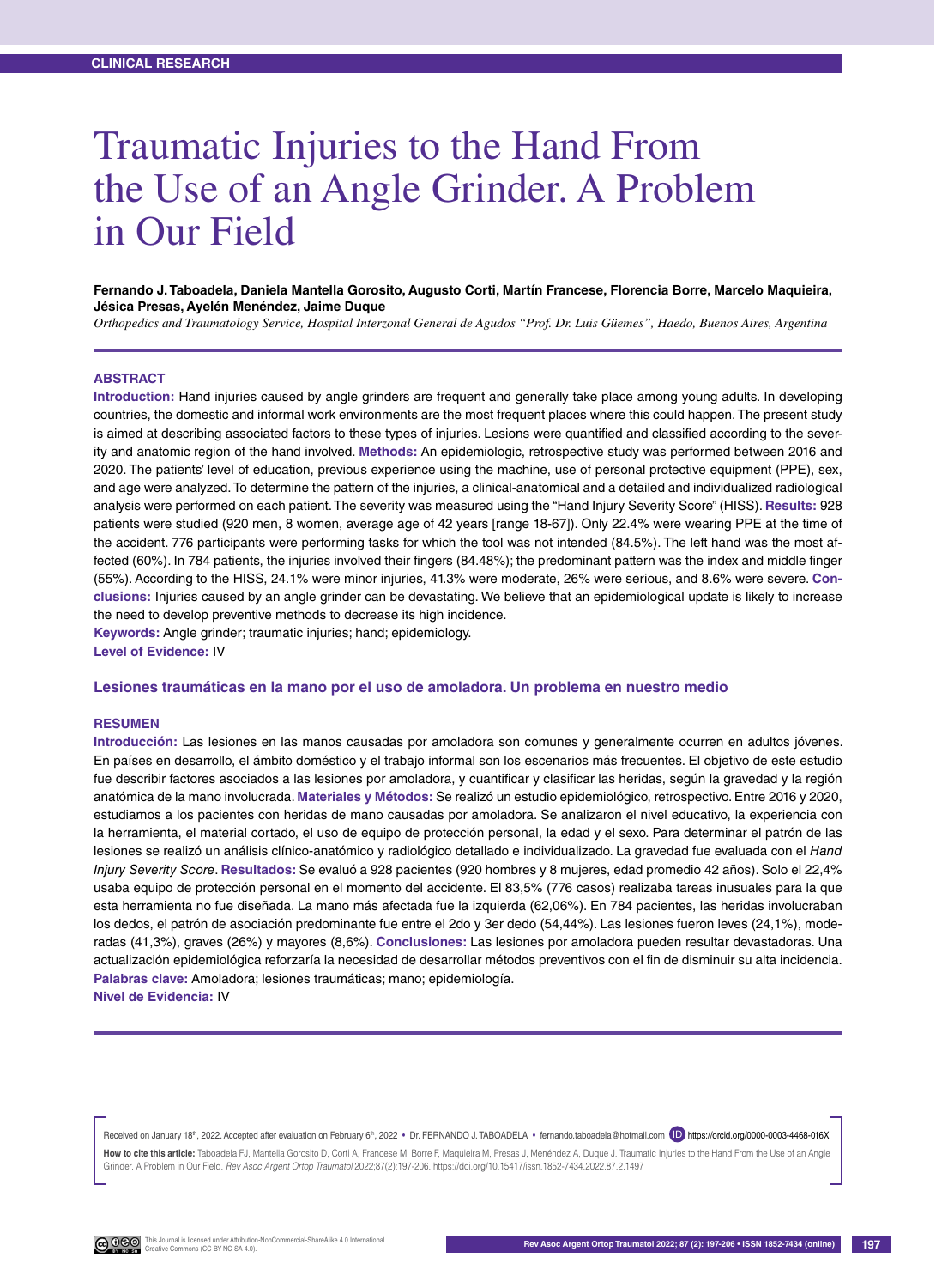CLINICAL RESEARCH

# Traumatic Injuries to the Hand From the Use of an Angle Grinder. A Problem in Our Field

**Fernando J. Taboadela, Daniela Mantella Gorosito, Augusto Corti, Martín Francese, Florencia Borre, Marcelo Maquieira, Jésica Presas, Ayelén Menéndez, Jaime Duque**

*Orthopedics and Traumatology Service, Hospital Interzonal General de Agudos "Prof. Dr. Luis Güemes", Haedo, Buenos Aires, Argentina*

## ABSTRACT

**Introduction:** Hand injuries caused by angle grinders are frequent and generally take place among young adults. In developing countries, the domestic and informal work environments are the most frequent places where this could happen. The present study is aimed at describing associated factors to these types of injuries. Lesions were quantified and classified according to the severity and anatomic region of the hand involved. **Methods:** An epidemiologic, retrospective study was performed between 2016 and 2020. The patients' level of education, previous experience using the machine, use of personal protective equipment (PPE), sex, and age were analyzed. To determine the pattern of the injuries, a clinical-anatomical and a detailed and individualized radiological analysis were performed on each patient. The severity was measured using the "Hand Injury Severity Score" (HISS). **Results:** 928 patients were studied (920 men, 8 women, average age of 42 years [range 18-67]). Only 22.4% were wearing PPE at the time of the accident. 776 participants were performing tasks for which the tool was not intended (84.5%). The left hand was the most affected (60%). In 784 patients, the injuries involved their fingers (84.48%); the predominant pattern was the index and middle finger (55%). According to the HISS, 24.1% were minor injuries, 41.3% were moderate, 26% were serious, and 8.6% were severe. **Conclusions:** Injuries caused by an angle grinder can be devastating. We believe that an epidemiological update is likely to increase the need to develop preventive methods to decrease its high incidence.

**Keywords:** Angle grinder; traumatic injuries; hand; epidemiology.

**Level of Evidence:** IV

### Lesiones traumáticas en la mano por el uso de amoladora. Un problema en nuestro medio

## RESUMEN

**Introducción:** Las lesiones en las manos causadas por amoladora son comunes y generalmente ocurren en adultos jóvenes. En países en desarrollo, el ámbito doméstico y el trabajo informal son los escenarios más frecuentes. El objetivo de este estudio fue describir factores asociados a las lesiones por amoladora, y cuantificar y clasificar las heridas, según la gravedad y la región anatómica de la mano involucrada. **Materiales y Métodos:** Se realizó un estudio epidemiológico, retrospectivo. Entre 2016 y 2020, estudiamos a los pacientes con heridas de mano causadas por amoladora. Se analizaron el nivel educativo, la experiencia con la herramienta, el material cortado, el uso de equipo de protección personal, la edad y el sexo. Para determinar el patrón de las lesiones se realizó un análisis clínico-anatómico y radiológico detallado e individualizado. La gravedad fue evaluada con el *Hand Injury Severity Score*. **Resultados:** Se evaluó a 928 pacientes (920 hombres y 8 mujeres, edad promedio 42 años). Solo el 22,4% usaba equipo de protección personal en el momento del accidente. El 83,5% (776 casos) realizaba tareas inusuales para la que esta herramienta no fue diseñada. La mano más afectada fue la izquierda (62,06%). En 784 pacientes, las heridas involucraban los dedos, el patrón de asociación predominante fue entre el 2do y 3er dedo (54,44%). Las lesiones fueron leves (24,1%), moderadas (41,3%), graves (26%) y mayores (8,6%). **Conclusiones:** Las lesiones por amoladora pueden resultar devastadoras. Una actualización epidemiológica reforzaría la necesidad de desarrollar métodos preventivos con el fin de disminuir su alta incidencia.

**Palabras clave:** Amoladora; lesiones traumáticas; mano; epidemiología.

**Nivel de Evidencia:** IV

Received on January 18th, 2022. Accepted after evaluation on February 6th, 2022 • Dr. FERNANDO J. TABOADELA • fernando.taboadela@hotmail.com https://orcid.org/0000-0003-4468-016X

**How to cite this article:** Taboadela FJ, Mantella Gorosito D, Corti A, Francese M, Borre F, Maquieira M, Presas J, Menéndez A, Duque J. Traumatic Injuries to the Hand From the Use of an Angle Grinder. A Problem in Our Field. *Rev Asoc Argent Ortop Traumatol* 2022;87(2):197-206. https://doi.org/10.15417/issn.1852-7434.2022.87.2.1497

This Journal is licensed under Attribution-NonCommercial-ShareAlike 4.0 International Creative Commons (CC-BY-NC-SA 4.0).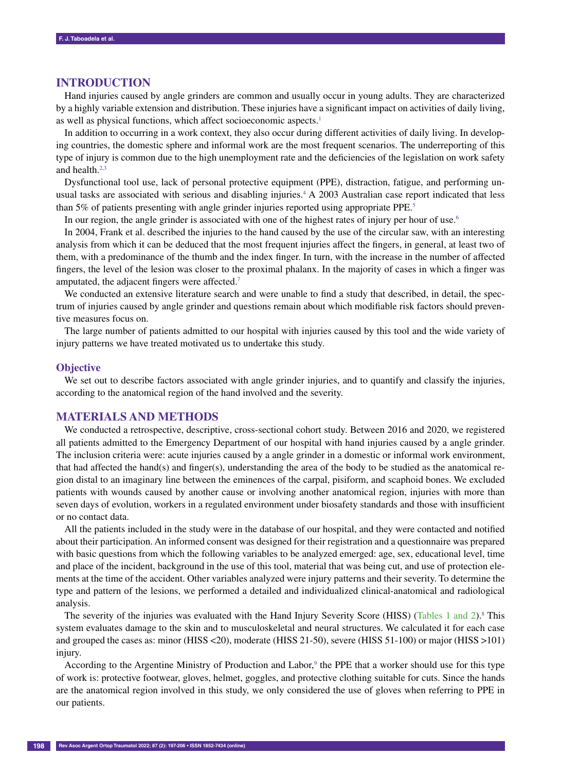## INTRODUCTION

Hand injuries caused by angle grinders are common and usually occur in young adults. They are characterized by a highly variable extension and distribution. These injuries have a significant impact on activities of daily living, as well as physical functions, which affect socioeconomic aspects.[1]

In addition to occurring in a work context, they also occur during different activities of daily living. In developing countries, the domestic sphere and informal work are the most frequent scenarios. The underreporting of this type of injury is common due to the high unemployment rate and the deficiencies of the legislation on work safety and health.[2,3]

Dysfunctional tool use, lack of personal protective equipment (PPE), distraction, fatigue, and performing unusual tasks are associated with serious and disabling injuries.[4] A 2003 Australian case report indicated that less than 5% of patients presenting with angle grinder injuries reported using appropriate PPE.[5]

In our region, the angle grinder is associated with one of the highest rates of injury per hour of use.[6]

In 2004, Frank et al. described the injuries to the hand caused by the use of the circular saw, with an interesting analysis from which it can be deduced that the most frequent injuries affect the fingers, in general, at least two of them, with a predominance of the thumb and the index finger. In turn, with the increase in the number of affected fingers, the level of the lesion was closer to the proximal phalanx. In the majority of cases in which a finger was amputated, the adjacent fingers were affected.[7]

We conducted an extensive literature search and were unable to find a study that described, in detail, the spectrum of injuries caused by angle grinder and questions remain about which modifiable risk factors should preventive measures focus on.

The large number of patients admitted to our hospital with injuries caused by this tool and the wide variety of injury patterns we have treated motivated us to undertake this study.

### Objective

We set out to describe factors associated with angle grinder injuries, and to quantify and classify the injuries, according to the anatomical region of the hand involved and the severity.

## MATERIALS AND METHODS

We conducted a retrospective, descriptive, cross-sectional cohort study. Between 2016 and 2020, we registered all patients admitted to the Emergency Department of our hospital with hand injuries caused by a angle grinder. The inclusion criteria were: acute injuries caused by a angle grinder in a domestic or informal work environment, that had affected the hand(s) and finger(s), understanding the area of the body to be studied as the anatomical region distal to an imaginary line between the eminences of the carpal, pisiform, and scaphoid bones. We excluded patients with wounds caused by another cause or involving another anatomical region, injuries with more than seven days of evolution, workers in a regulated environment under biosafety standards and those with insufficient or no contact data.

All the patients included in the study were in the database of our hospital, and they were contacted and notified about their participation. An informed consent was designed for their registration and a questionnaire was prepared with basic questions from which the following variables to be analyzed emerged: age, sex, educational level, time and place of the incident, background in the use of this tool, material that was being cut, and use of protection elements at the time of the accident. Other variables analyzed were injury patterns and their severity. To determine the type and pattern of the lesions, we performed a detailed and individualized clinical-anatomical and radiological analysis.

The severity of the injuries was evaluated with the Hand Injury Severity Score (HISS) (Tables 1 and 2).[8] This system evaluates damage to the skin and to musculoskeletal and neural structures. We calculated it for each case and grouped the cases as: minor (HISS <20), moderate (HISS 21-50), severe (HISS 51-100) or major (HISS >101) injury.

According to the Argentine Ministry of Production and Labor,[9] the PPE that a worker should use for this type of work is: protective footwear, gloves, helmet, goggles, and protective clothing suitable for cuts. Since the hands are the anatomical region involved in this study, we only considered the use of gloves when referring to PPE in our patients.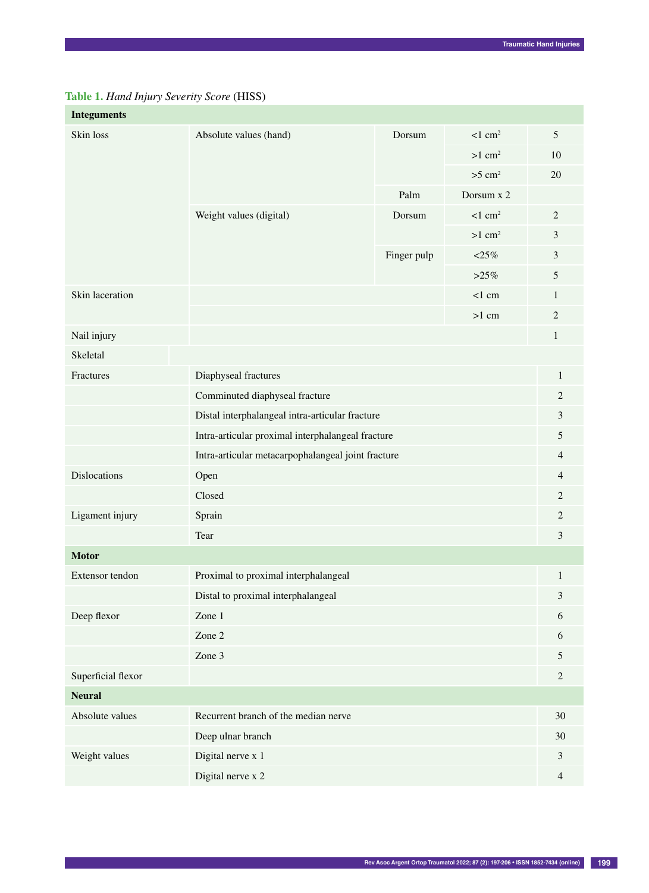**Table 1.** *Hand Injury Severity Score* (HISS)

| | | | | |
|---|---|---|---|---|
| **Integuments** | | | | |
| Skin loss | Absolute values (hand) | Dorsum | <1 $cm^2$ | 5 |
| | | | >1 $cm^2$ | 10 |
| | | | >5 $cm^2$ | 20 |
| | | Palm | Dorsum x 2 | |
| | Weight values (digital) | Dorsum | <1 $cm^2$ | 2 |
| | | | >1 $cm^2$ | 3 |
| | | Finger pulp | <25% | 3 |
| | | | >25% | 5 |
| Skin laceration | | | <1 cm | 1 |
| | | | >1 cm | 2 |
| Nail injury | | | | 1 |
| Skeletal | | | | |
| Fractures | Diaphyseal fractures | | | 1 |
| | Comminuted diaphyseal fracture | | | 2 |
| | Distal interphalangeal intra-articular fracture | | | 3 |
| | Intra-articular proximal interphalangeal fracture | | | 5 |
| | Intra-articular metacarpophalangeal joint fracture | | | 4 |
| Dislocations | Open | | | 4 |
| | Closed | | | 2 |
| Ligament injury | Sprain | | | 2 |
| | Tear | | | 3 |
| **Motor** | | | | |
| Extensor tendon | Proximal to proximal interphalangeal | | | 1 |
| | Distal to proximal interphalangeal | | | 3 |
| Deep flexor | Zone 1 | | | 6 |
| | Zone 2 | | | 6 |
| | Zone 3 | | | 5 |
| Superficial flexor | | | | 2 |
| **Neural** | | | | |
| Absolute values | Recurrent branch of the median nerve | | | 30 |
| | Deep ulnar branch | | | 30 |
| Weight values | Digital nerve x 1 | | | 3 |
| | Digital nerve x 2 | | | 4 |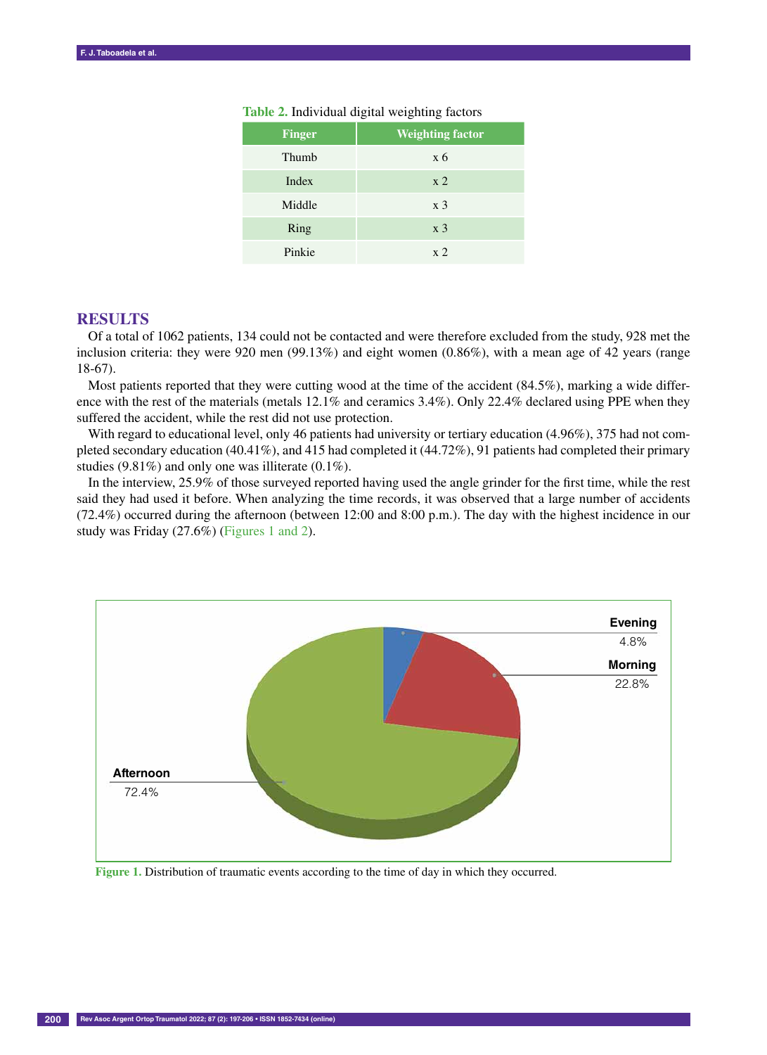Table 2. Individual digital weighting factors

| Finger | Weighting factor |
|---|---|
| Thumb | x 6 |
| Index | x 2 |
| Middle | x 3 |
| Ring | x 3 |
| Pinkie | x 2 |

## RESULTS

Of a total of 1062 patients, 134 could not be contacted and were therefore excluded from the study, 928 met the inclusion criteria: they were 920 men (99.13%) and eight women (0.86%), with a mean age of 42 years (range 18-67).

Most patients reported that they were cutting wood at the time of the accident (84.5%), marking a wide difference with the rest of the materials (metals 12.1% and ceramics 3.4%). Only 22.4% declared using PPE when they suffered the accident, while the rest did not use protection.

With regard to educational level, only 46 patients had university or tertiary education (4.96%), 375 had not completed secondary education (40.41%), and 415 had completed it (44.72%), 91 patients had completed their primary studies (9.81%) and only one was illiterate (0.1%).

In the interview, 25.9% of those surveyed reported having used the angle grinder for the first time, while the rest said they had used it before. When analyzing the time records, it was observed that a large number of accidents (72.4%) occurred during the afternoon (between 12:00 and 8:00 p.m.). The day with the highest incidence in our study was Friday (27.6%) (Figures 1 and 2).

Evening 4.8%
Morning 22.8%
Afternoon 72.4%

Figure 1. Distribution of traumatic events according to the time of day in which they occurred.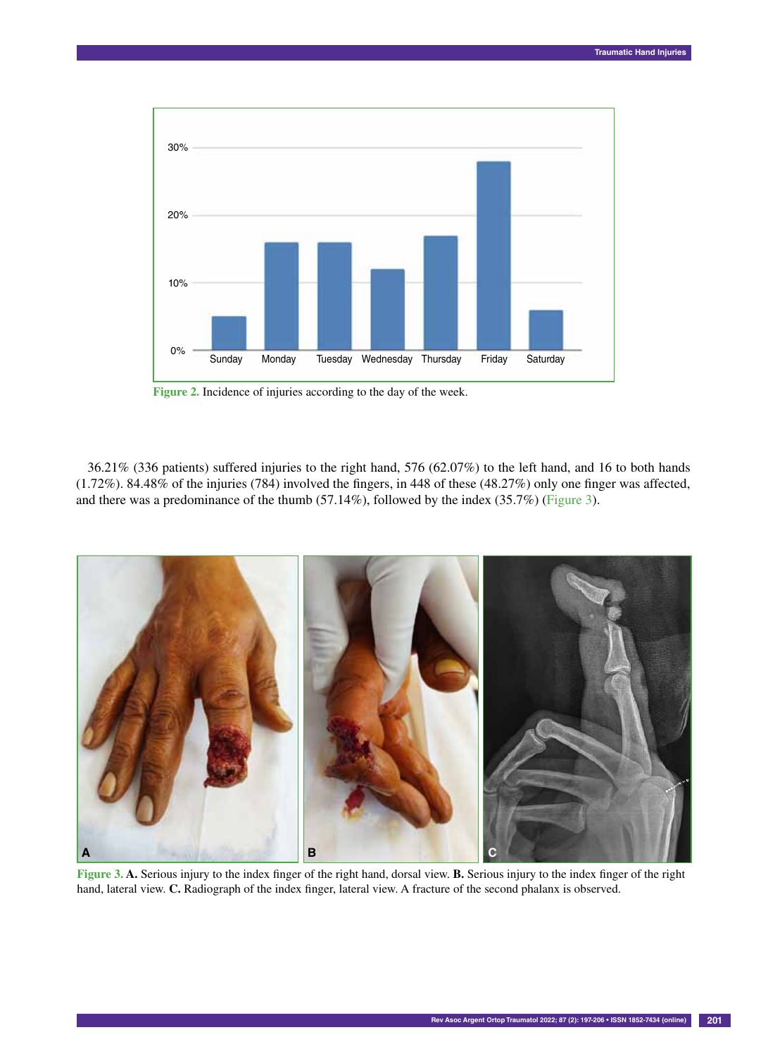Figure 2. Incidence of injuries according to the day of the week.

36.21% (336 patients) suffered injuries to the right hand, 576 (62.07%) to the left hand, and 16 to both hands (1.72%). 84.48% of the injuries (784) involved the fingers, in 448 of these (48.27%) only one finger was affected, and there was a predominance of the thumb (57.14%), followed by the index (35.7%) (Figure 3).

**Figure 3.** **A.** Serious injury to the index finger of the right hand, dorsal view. **B.** Serious injury to the index finger of the right hand, lateral view. **C.** Radiograph of the index finger, lateral view. A fracture of the second phalanx is observed.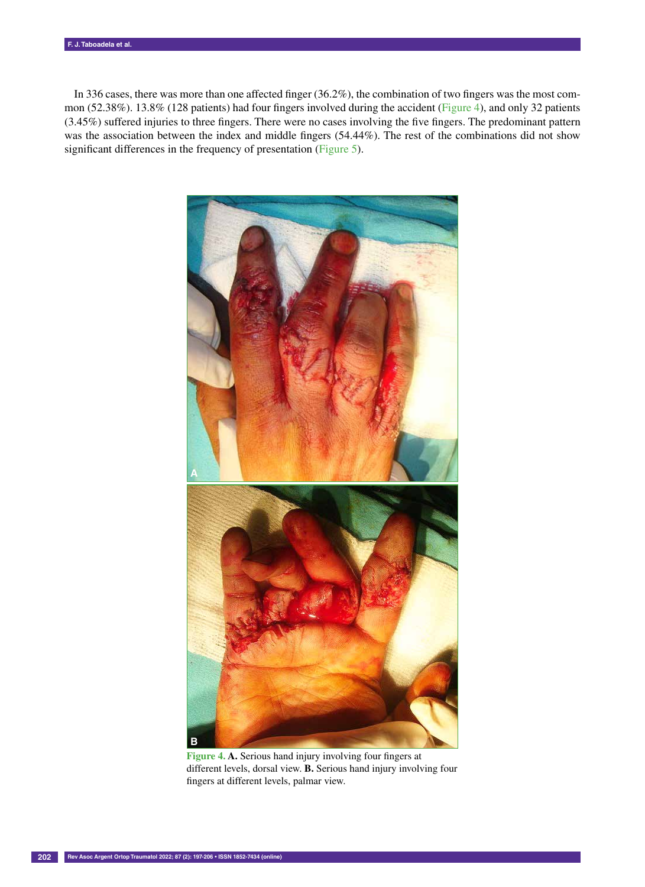In 336 cases, there was more than one affected finger (36.2%), the combination of two fingers was the most common (52.38%). 13.8% (128 patients) had four fingers involved during the accident (Figure 4), and only 32 patients (3.45%) suffered injuries to three fingers. There were no cases involving the five fingers. The predominant pattern was the association between the index and middle fingers (54.44%). The rest of the combinations did not show significant differences in the frequency of presentation (Figure 5).

**Figure 4.** **A.** Serious hand injury involving four fingers at different levels, dorsal view. **B.** Serious hand injury involving four fingers at different levels, palmar view.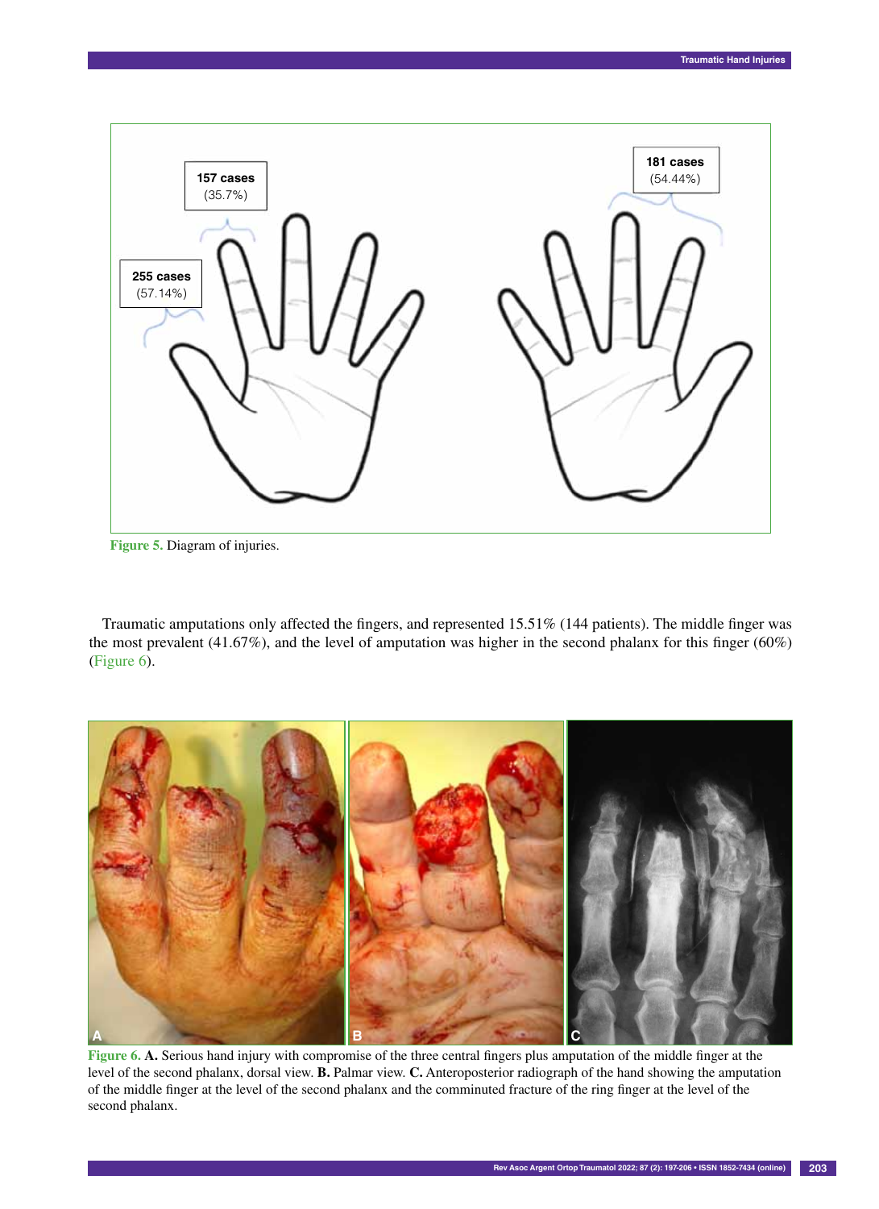157 cases (35.7%)

255 cases (57.14%)

181 cases (54.44%)

Figure 5. Diagram of injuries.

Traumatic amputations only affected the fingers, and represented 15.51% (144 patients). The middle finger was the most prevalent (41.67%), and the level of amputation was higher in the second phalanx for this finger (60%) (Figure 6).

Figure 6. **A.** Serious hand injury with compromise of the three central fingers plus amputation of the middle finger at the level of the second phalanx, dorsal view. **B.** Palmar view. **C.** Anteroposterior radiograph of the hand showing the amputation of the middle finger at the level of the second phalanx and the comminuted fracture of the ring finger at the level of the second phalanx.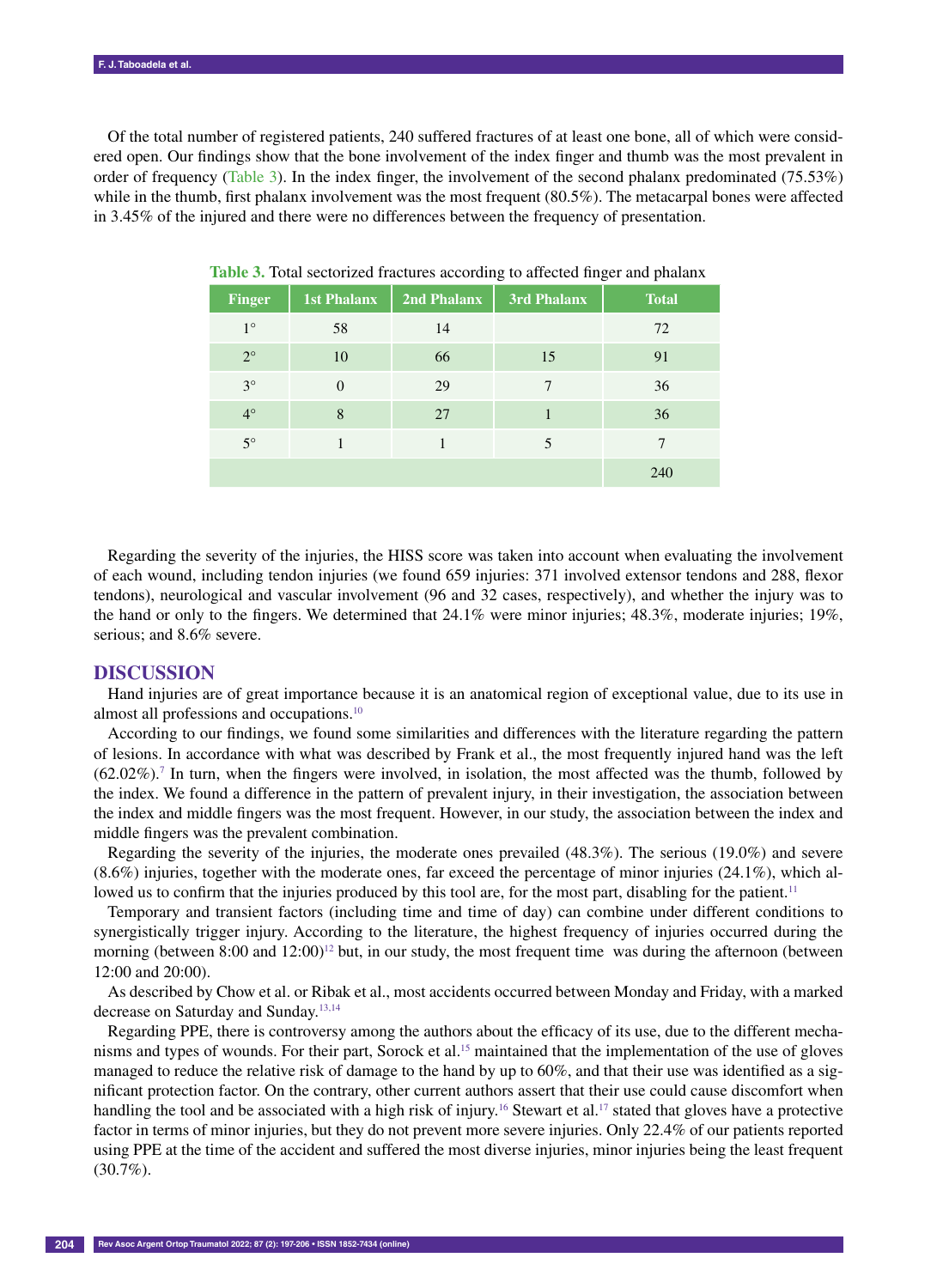Of the total number of registered patients, 240 suffered fractures of at least one bone, all of which were considered open. Our findings show that the bone involvement of the index finger and thumb was the most prevalent in order of frequency (Table 3). In the index finger, the involvement of the second phalanx predominated (75.53%) while in the thumb, first phalanx involvement was the most frequent (80.5%). The metacarpal bones were affected in 3.45% of the injured and there were no differences between the frequency of presentation.

**Table 3.** Total sectorized fractures according to affected finger and phalanx

| Finger | 1st Phalanx | 2nd Phalanx | 3rd Phalanx | Total |
|---|---|---|---|---|
| 1° | 58 | 14 | | 72 |
| 2° | 10 | 66 | 15 | 91 |
| 3° | 0 | 29 | 7 | 36 |
| 4° | 8 | 27 | 1 | 36 |
| 5° | 1 | 1 | 5 | 7 |
| | | | | 240 |

Regarding the severity of the injuries, the HISS score was taken into account when evaluating the involvement of each wound, including tendon injuries (we found 659 injuries: 371 involved extensor tendons and 288, flexor tendons), neurological and vascular involvement (96 and 32 cases, respectively), and whether the injury was to the hand or only to the fingers. We determined that 24.1% were minor injuries; 48.3%, moderate injuries; 19%, serious; and 8.6% severe.

## DISCUSSION

Hand injuries are of great importance because it is an anatomical region of exceptional value, due to its use in almost all professions and occupations.[10]

According to our findings, we found some similarities and differences with the literature regarding the pattern of lesions. In accordance with what was described by Frank et al., the most frequently injured hand was the left (62.02%).[7] In turn, when the fingers were involved, in isolation, the most affected was the thumb, followed by the index. We found a difference in the pattern of prevalent injury, in their investigation, the association between the index and middle fingers was the most frequent. However, in our study, the association between the index and middle fingers was the prevalent combination.

Regarding the severity of the injuries, the moderate ones prevailed (48.3%). The serious (19.0%) and severe (8.6%) injuries, together with the moderate ones, far exceed the percentage of minor injuries (24.1%), which allowed us to confirm that the injuries produced by this tool are, for the most part, disabling for the patient.[11]

Temporary and transient factors (including time and time of day) can combine under different conditions to synergistically trigger injury. According to the literature, the highest frequency of injuries occurred during the morning (between 8:00 and 12:00)[12] but, in our study, the most frequent time was during the afternoon (between 12:00 and 20:00).

As described by Chow et al. or Ribak et al., most accidents occurred between Monday and Friday, with a marked decrease on Saturday and Sunday.[13,14]

Regarding PPE, there is controversy among the authors about the efficacy of its use, due to the different mechanisms and types of wounds. For their part, Sorock et al.[15] maintained that the implementation of the use of gloves managed to reduce the relative risk of damage to the hand by up to 60%, and that their use was identified as a significant protection factor. On the contrary, other current authors assert that their use could cause discomfort when handling the tool and be associated with a high risk of injury.[16] Stewart et al.[17] stated that gloves have a protective factor in terms of minor injuries, but they do not prevent more severe injuries. Only 22.4% of our patients reported using PPE at the time of the accident and suffered the most diverse injuries, minor injuries being the least frequent (30.7%).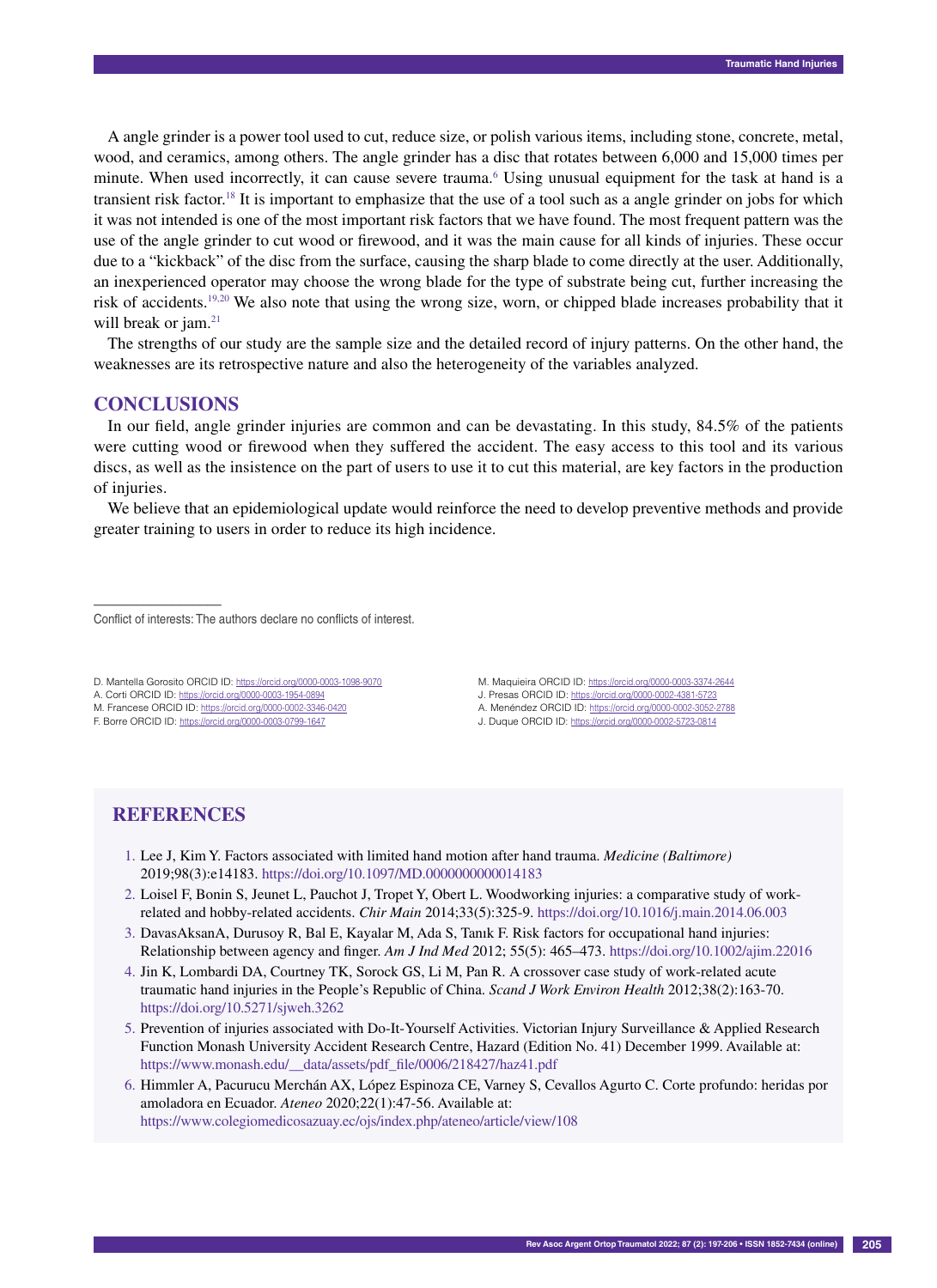A angle grinder is a power tool used to cut, reduce size, or polish various items, including stone, concrete, metal, wood, and ceramics, among others. The angle grinder has a disc that rotates between 6,000 and 15,000 times per minute. When used incorrectly, it can cause severe trauma.[6] Using unusual equipment for the task at hand is a transient risk factor.[18] It is important to emphasize that the use of a tool such as a angle grinder on jobs for which it was not intended is one of the most important risk factors that we have found. The most frequent pattern was the use of the angle grinder to cut wood or firewood, and it was the main cause for all kinds of injuries. These occur due to a "kickback" of the disc from the surface, causing the sharp blade to come directly at the user. Additionally, an inexperienced operator may choose the wrong blade for the type of substrate being cut, further increasing the risk of accidents.[19,20] We also note that using the wrong size, worn, or chipped blade increases probability that it will break or jam.[21]

The strengths of our study are the sample size and the detailed record of injury patterns. On the other hand, the weaknesses are its retrospective nature and also the heterogeneity of the variables analyzed.

## CONCLUSIONS

In our field, angle grinder injuries are common and can be devastating. In this study, 84.5% of the patients were cutting wood or firewood when they suffered the accident. The easy access to this tool and its various discs, as well as the insistence on the part of users to use it to cut this material, are key factors in the production of injuries.

We believe that an epidemiological update would reinforce the need to develop preventive methods and provide greater training to users in order to reduce its high incidence.

---

Conflict of interests: The authors declare no conflicts of interest.

D. Mantella Gorosito ORCID ID: https://orcid.org/0000-0003-1098-9070
A. Corti ORCID ID: https://orcid.org/0000-0003-1954-0894
M. Francese ORCID ID: https://orcid.org/0000-0002-3346-0420
F. Borre ORCID ID: https://orcid.org/0000-0003-0799-1647
M. Maquieira ORCID ID: https://orcid.org/0000-0003-3374-2644
J. Presas ORCID ID: https://orcid.org/0000-0002-4381-5723
A. Menéndez ORCID ID: https://orcid.org/0000-0002-3052-2788
J. Duque ORCID ID: https://orcid.org/0000-0002-5723-0814

## REFERENCES

1. Lee J, Kim Y. Factors associated with limited hand motion after hand trauma. *Medicine (Baltimore)* 2019;98(3):e14183. https://doi.org/10.1097/MD.0000000000014183
2. Loisel F, Bonin S, Jeunet L, Pauchot J, Tropet Y, Obert L. Woodworking injuries: a comparative study of work-related and hobby-related accidents. *Chir Main* 2014;33(5):325-9. https://doi.org/10.1016/j.main.2014.06.003
3. DavasAksanA, Durusoy R, Bal E, Kayalar M, Ada S, Tanık F. Risk factors for occupational hand injuries: Relationship between agency and finger. *Am J Ind Med* 2012; 55(5): 465–473. https://doi.org/10.1002/ajim.22016
4. Jin K, Lombardi DA, Courtney TK, Sorock GS, Li M, Pan R. A crossover case study of work-related acute traumatic hand injuries in the People's Republic of China. *Scand J Work Environ Health* 2012;38(2):163-70. https://doi.org/10.5271/sjweh.3262
5. Prevention of injuries associated with Do-It-Yourself Activities. Victorian Injury Surveillance & Applied Research Function Monash University Accident Research Centre, Hazard (Edition No. 41) December 1999. Available at: https://www.monash.edu/__data/assets/pdf_file/0006/218427/haz41.pdf
6. Himmler A, Pacurucu Merchán AX, López Espinoza CE, Varney S, Cevallos Agurto C. Corte profundo: heridas por amoladora en Ecuador. *Ateneo* 2020;22(1):47-56. Available at: https://www.colegiomedicosazuay.ec/ojs/index.php/ateneo/article/view/108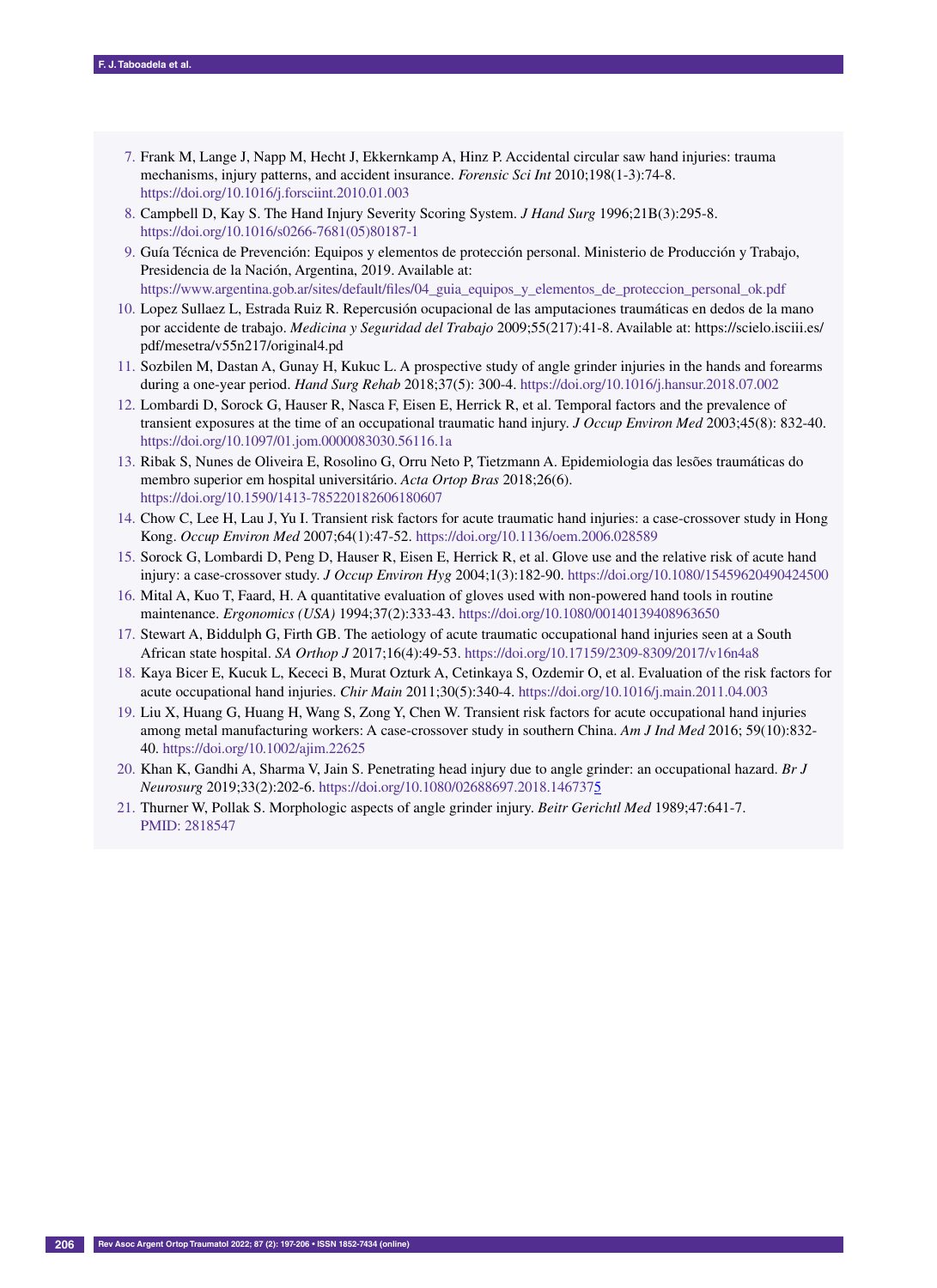7. Frank M, Lange J, Napp M, Hecht J, Ekkernkamp A, Hinz P. Accidental circular saw hand injuries: trauma mechanisms, injury patterns, and accident insurance. *Forensic Sci Int* 2010;198(1-3):74-8. https://doi.org/10.1016/j.forsciint.2010.01.003
8. Campbell D, Kay S. The Hand Injury Severity Scoring System. *J Hand Surg* 1996;21B(3):295-8. https://doi.org/10.1016/s0266-7681(05)80187-1
9. Guía Técnica de Prevención: Equipos y elementos de protección personal. Ministerio de Producción y Trabajo, Presidencia de la Nación, Argentina, 2019. Available at: https://www.argentina.gob.ar/sites/default/files/04_guia_equipos_y_elementos_de_proteccion_personal_ok.pdf
10. Lopez Sullaez L, Estrada Ruiz R. Repercusión ocupacional de las amputaciones traumáticas en dedos de la mano por accidente de trabajo. *Medicina y Seguridad del Trabajo* 2009;55(217):41-8. Available at: https://scielo.isciii.es/pdf/mesetra/v55n217/original4.pd
11. Sozbilen M, Dastan A, Gunay H, Kukuc L. A prospective study of angle grinder injuries in the hands and forearms during a one-year period. *Hand Surg Rehab* 2018;37(5): 300-4. https://doi.org/10.1016/j.hansur.2018.07.002
12. Lombardi D, Sorock G, Hauser R, Nasca F, Eisen E, Herrick R, et al. Temporal factors and the prevalence of transient exposures at the time of an occupational traumatic hand injury. *J Occup Environ Med* 2003;45(8): 832-40. https://doi.org/10.1097/01.jom.0000083030.56116.1a
13. Ribak S, Nunes de Oliveira E, Rosolino G, Orru Neto P, Tietzmann A. Epidemiologia das lesões traumáticas do membro superior em hospital universitário. *Acta Ortop Bras* 2018;26(6). https://doi.org/10.1590/1413-785220182606180607
14. Chow C, Lee H, Lau J, Yu I. Transient risk factors for acute traumatic hand injuries: a case-crossover study in Hong Kong. *Occup Environ Med* 2007;64(1):47-52. https://doi.org/10.1136/oem.2006.028589
15. Sorock G, Lombardi D, Peng D, Hauser R, Eisen E, Herrick R, et al. Glove use and the relative risk of acute hand injury: a case-crossover study. *J Occup Environ Hyg* 2004;1(3):182-90. https://doi.org/10.1080/15459620490424500
16. Mital A, Kuo T, Faard, H. A quantitative evaluation of gloves used with non-powered hand tools in routine maintenance. *Ergonomics (USA)* 1994;37(2):333-43. https://doi.org/10.1080/00140139408963650
17. Stewart A, Biddulph G, Firth GB. The aetiology of acute traumatic occupational hand injuries seen at a South African state hospital. *SA Orthop J* 2017;16(4):49-53. https://doi.org/10.17159/2309-8309/2017/v16n4a8
18. Kaya Bicer E, Kucuk L, Kececi B, Murat Ozturk A, Cetinkaya S, Ozdemir O, et al. Evaluation of the risk factors for acute occupational hand injuries. *Chir Main* 2011;30(5):340-4. https://doi.org/10.1016/j.main.2011.04.003
19. Liu X, Huang G, Huang H, Wang S, Zong Y, Chen W. Transient risk factors for acute occupational hand injuries among metal manufacturing workers: A case-crossover study in southern China. *Am J Ind Med* 2016; 59(10):832-40. https://doi.org/10.1002/ajim.22625
20. Khan K, Gandhi A, Sharma V, Jain S. Penetrating head injury due to angle grinder: an occupational hazard. *Br J Neurosurg* 2019;33(2):202-6. https://doi.org/10.1080/02688697.2018.1467375
21. Thurner W, Pollak S. Morphologic aspects of angle grinder injury. *Beitr Gerichtl Med* 1989;47:641-7. PMID: 2818547